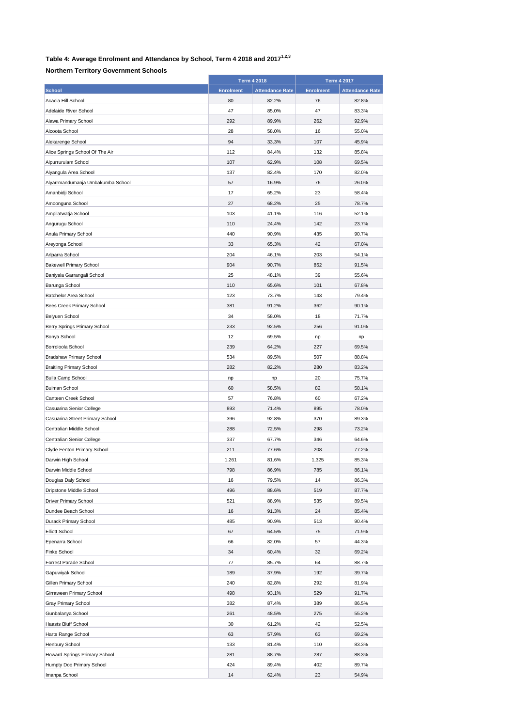## Table 4: Average Enrolment and Attendance by School, Term 4 2018 and 2017[1,2,3]

### Northern Territory Government Schools

| School | Term 4 2018 | | Term 4 2017 | |
|---|---|---|---|---|
| | Enrolment | Attendance Rate | Enrolment | Attendance Rate |
| Acacia Hill School | 80 | 82.2% | 76 | 82.8% |
| Adelaide River School | 47 | 85.0% | 47 | 83.3% |
| Alawa Primary School | 292 | 89.9% | 262 | 92.9% |
| Alcoota School | 28 | 58.0% | 16 | 55.0% |
| Alekarenge School | 94 | 33.3% | 107 | 45.9% |
| Alice Springs School Of The Air | 112 | 84.4% | 132 | 85.8% |
| Alpurrurulam School | 107 | 62.9% | 108 | 69.5% |
| Alyangula Area School | 137 | 82.4% | 170 | 82.0% |
| Alyarrmandumanja Umbakumba School | 57 | 16.9% | 76 | 26.0% |
| Amanbidji School | 17 | 65.2% | 23 | 58.4% |
| Amoonguna School | 27 | 68.2% | 25 | 78.7% |
| Ampilatwatja School | 103 | 41.1% | 116 | 52.1% |
| Angurugu School | 110 | 24.4% | 142 | 23.7% |
| Anula Primary School | 440 | 90.9% | 435 | 90.7% |
| Areyonga School | 33 | 65.3% | 42 | 67.0% |
| Arlparra School | 204 | 46.1% | 203 | 54.1% |
| Bakewell Primary School | 904 | 90.7% | 852 | 91.5% |
| Baniyala Garrangali School | 25 | 48.1% | 39 | 55.6% |
| Barunga School | 110 | 65.6% | 101 | 67.8% |
| Batchelor Area School | 123 | 73.7% | 143 | 79.4% |
| Bees Creek Primary School | 381 | 91.2% | 362 | 90.1% |
| Belyuen School | 34 | 58.0% | 18 | 71.7% |
| Berry Springs Primary School | 233 | 92.5% | 256 | 91.0% |
| Bonya School | 12 | 69.5% | np | np |
| Borroloola School | 239 | 64.2% | 227 | 69.5% |
| Bradshaw Primary School | 534 | 89.5% | 507 | 88.8% |
| Braitling Primary School | 282 | 82.2% | 280 | 83.2% |
| Bulla Camp School | np | np | 20 | 75.7% |
| Bulman School | 60 | 58.5% | 82 | 58.1% |
| Canteen Creek School | 57 | 76.8% | 60 | 67.2% |
| Casuarina Senior College | 893 | 71.4% | 895 | 78.0% |
| Casuarina Street Primary School | 396 | 92.8% | 370 | 89.3% |
| Centralian Middle School | 288 | 72.5% | 298 | 73.2% |
| Centralian Senior College | 337 | 67.7% | 346 | 64.6% |
| Clyde Fenton Primary School | 211 | 77.6% | 208 | 77.2% |
| Darwin High School | 1,261 | 81.6% | 1,325 | 85.3% |
| Darwin Middle School | 798 | 86.9% | 785 | 86.1% |
| Douglas Daly School | 16 | 79.5% | 14 | 86.3% |
| Dripstone Middle School | 496 | 88.6% | 519 | 87.7% |
| Driver Primary School | 521 | 88.9% | 535 | 89.5% |
| Dundee Beach School | 16 | 91.3% | 24 | 85.4% |
| Durack Primary School | 485 | 90.9% | 513 | 90.4% |
| Elliott School | 67 | 64.5% | 75 | 71.9% |
| Epenarra School | 66 | 82.0% | 57 | 44.3% |
| Finke School | 34 | 60.4% | 32 | 69.2% |
| Forrest Parade School | 77 | 85.7% | 64 | 88.7% |
| Gapuwiyak School | 189 | 37.9% | 192 | 39.7% |
| Gillen Primary School | 240 | 82.8% | 292 | 81.9% |
| Girraween Primary School | 498 | 93.1% | 529 | 91.7% |
| Gray Primary School | 382 | 87.4% | 389 | 86.5% |
| Gunbalanya School | 261 | 48.5% | 275 | 55.2% |
| Haasts Bluff School | 30 | 61.2% | 42 | 52.5% |
| Harts Range School | 63 | 57.9% | 63 | 69.2% |
| Henbury School | 133 | 81.4% | 110 | 83.3% |
| Howard Springs Primary School | 281 | 88.7% | 287 | 88.3% |
| Humpty Doo Primary School | 424 | 89.4% | 402 | 89.7% |
| Imanpa School | 14 | 62.4% | 23 | 54.9% |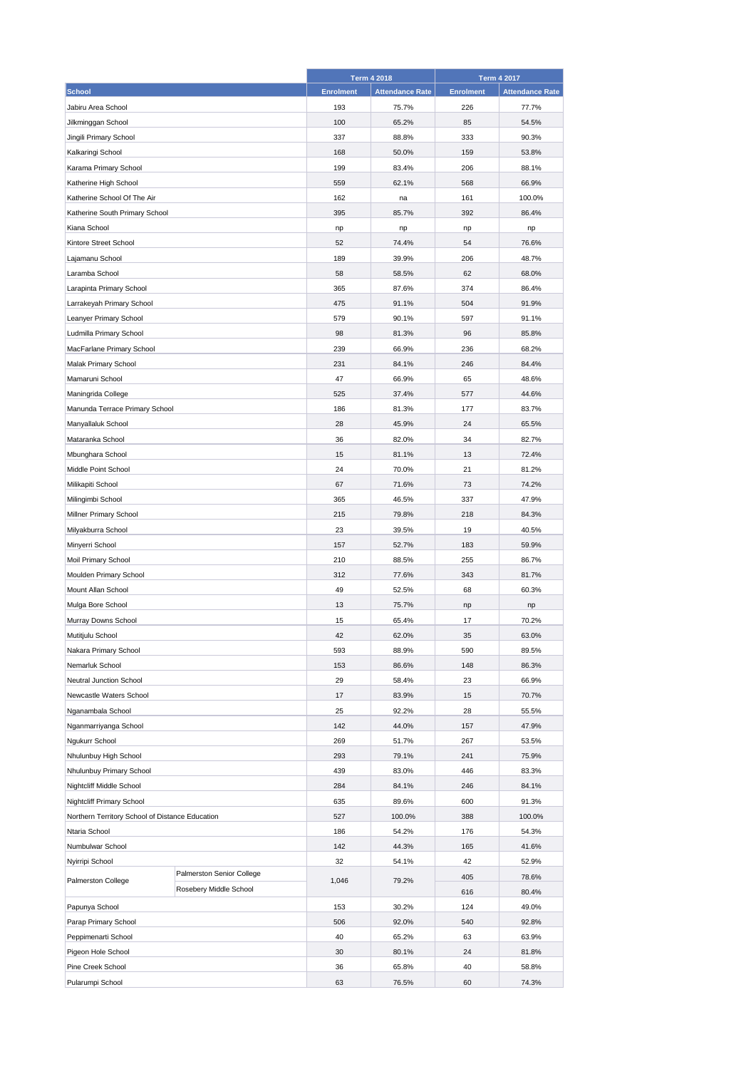| School | | Term 4 2018 | | Term 4 2017 | |
|---|---|---|---|---|---|
| | | Enrolment | Attendance Rate | Enrolment | Attendance Rate |
| Jabiru Area School | | 193 | 75.7% | 226 | 77.7% |
| Jilkminggan School | | 100 | 65.2% | 85 | 54.5% |
| Jingili Primary School | | 337 | 88.8% | 333 | 90.3% |
| Kalkaringi School | | 168 | 50.0% | 159 | 53.8% |
| Karama Primary School | | 199 | 83.4% | 206 | 88.1% |
| Katherine High School | | 559 | 62.1% | 568 | 66.9% |
| Katherine School Of The Air | | 162 | na | 161 | 100.0% |
| Katherine South Primary School | | 395 | 85.7% | 392 | 86.4% |
| Kiana School | | np | np | np | np |
| Kintore Street School | | 52 | 74.4% | 54 | 76.6% |
| Lajamanu School | | 189 | 39.9% | 206 | 48.7% |
| Laramba School | | 58 | 58.5% | 62 | 68.0% |
| Larapinta Primary School | | 365 | 87.6% | 374 | 86.4% |
| Larrakeyah Primary School | | 475 | 91.1% | 504 | 91.9% |
| Leanyer Primary School | | 579 | 90.1% | 597 | 91.1% |
| Ludmilla Primary School | | 98 | 81.3% | 96 | 85.8% |
| MacFarlane Primary School | | 239 | 66.9% | 236 | 68.2% |
| Malak Primary School | | 231 | 84.1% | 246 | 84.4% |
| Mamaruni School | | 47 | 66.9% | 65 | 48.6% |
| Maningrida College | | 525 | 37.4% | 577 | 44.6% |
| Manunda Terrace Primary School | | 186 | 81.3% | 177 | 83.7% |
| Manyallaluk School | | 28 | 45.9% | 24 | 65.5% |
| Mataranka School | | 36 | 82.0% | 34 | 82.7% |
| Mbunghara School | | 15 | 81.1% | 13 | 72.4% |
| Middle Point School | | 24 | 70.0% | 21 | 81.2% |
| Milikapiti School | | 67 | 71.6% | 73 | 74.2% |
| Milingimbi School | | 365 | 46.5% | 337 | 47.9% |
| Millner Primary School | | 215 | 79.8% | 218 | 84.3% |
| Milyakburra School | | 23 | 39.5% | 19 | 40.5% |
| Minyerri School | | 157 | 52.7% | 183 | 59.9% |
| Moil Primary School | | 210 | 88.5% | 255 | 86.7% |
| Moulden Primary School | | 312 | 77.6% | 343 | 81.7% |
| Mount Allan School | | 49 | 52.5% | 68 | 60.3% |
| Mulga Bore School | | 13 | 75.7% | np | np |
| Murray Downs School | | 15 | 65.4% | 17 | 70.2% |
| Mutitjulu School | | 42 | 62.0% | 35 | 63.0% |
| Nakara Primary School | | 593 | 88.9% | 590 | 89.5% |
| Nemarluk School | | 153 | 86.6% | 148 | 86.3% |
| Neutral Junction School | | 29 | 58.4% | 23 | 66.9% |
| Newcastle Waters School | | 17 | 83.9% | 15 | 70.7% |
| Nganambala School | | 25 | 92.2% | 28 | 55.5% |
| Nganmarriyanga School | | 142 | 44.0% | 157 | 47.9% |
| Ngukurr School | | 269 | 51.7% | 267 | 53.5% |
| Nhulunbuy High School | | 293 | 79.1% | 241 | 75.9% |
| Nhulunbuy Primary School | | 439 | 83.0% | 446 | 83.3% |
| Nightcliff Middle School | | 284 | 84.1% | 246 | 84.1% |
| Nightcliff Primary School | | 635 | 89.6% | 600 | 91.3% |
| Northern Territory School of Distance Education | | 527 | 100.0% | 388 | 100.0% |
| Ntaria School | | 186 | 54.2% | 176 | 54.3% |
| Numbulwar School | | 142 | 44.3% | 165 | 41.6% |
| Nyirripi School | | 32 | 54.1% | 42 | 52.9% |
| Palmerston College | Palmerston Senior College | 1,046 | 79.2% | 405 | 78.6% |
| | Rosebery Middle School | | | 616 | 80.4% |
| Papunya School | | 153 | 30.2% | 124 | 49.0% |
| Parap Primary School | | 506 | 92.0% | 540 | 92.8% |
| Peppimenarti School | | 40 | 65.2% | 63 | 63.9% |
| Pigeon Hole School | | 30 | 80.1% | 24 | 81.8% |
| Pine Creek School | | 36 | 65.8% | 40 | 58.8% |
| Pularumpi School | | 63 | 76.5% | 60 | 74.3% |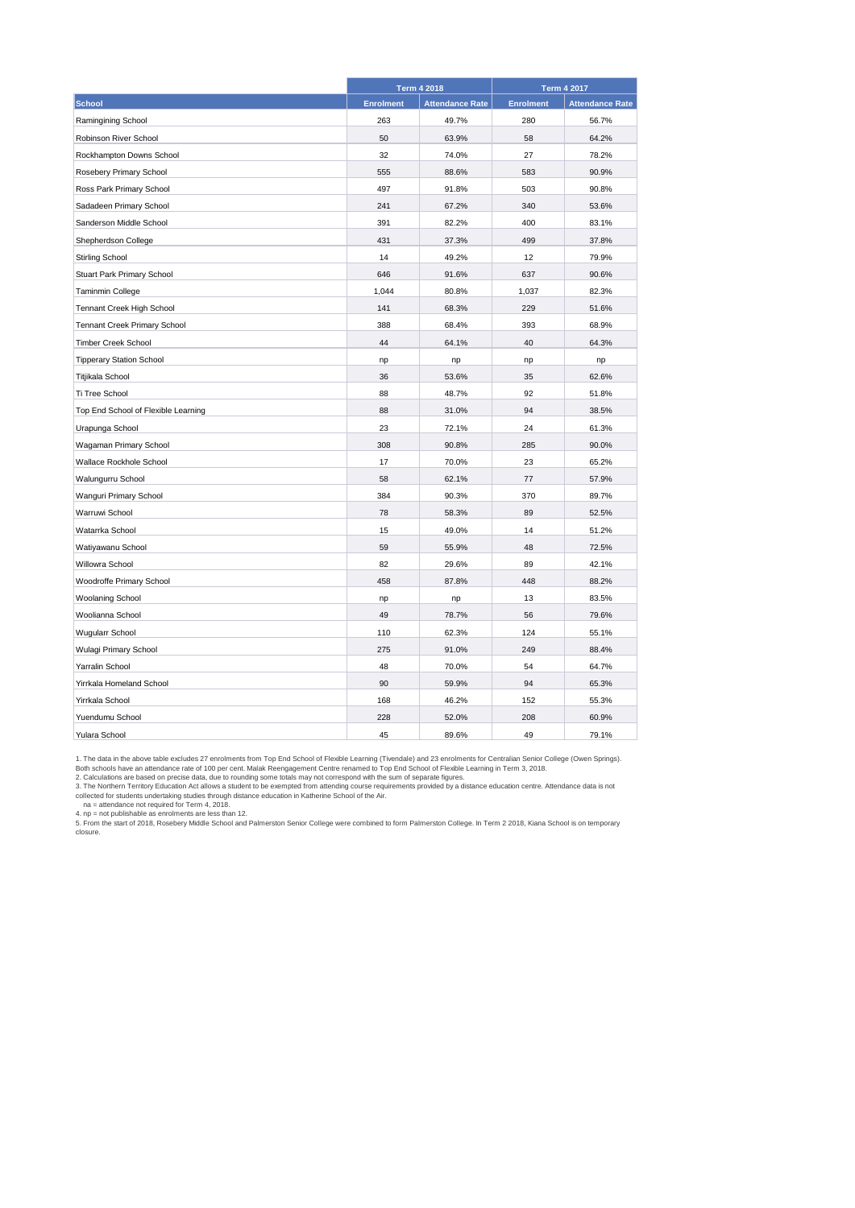| School | Term 4 2018 | | Term 4 2017 | |
|---|---|---|---|---|
| | Enrolment | Attendance Rate | Enrolment | Attendance Rate |
| Ramingining School | 263 | 49.7% | 280 | 56.7% |
| Robinson River School | 50 | 63.9% | 58 | 64.2% |
| Rockhampton Downs School | 32 | 74.0% | 27 | 78.2% |
| Rosebery Primary School | 555 | 88.6% | 583 | 90.9% |
| Ross Park Primary School | 497 | 91.8% | 503 | 90.8% |
| Sadadeen Primary School | 241 | 67.2% | 340 | 53.6% |
| Sanderson Middle School | 391 | 82.2% | 400 | 83.1% |
| Shepherdson College | 431 | 37.3% | 499 | 37.8% |
| Stirling School | 14 | 49.2% | 12 | 79.9% |
| Stuart Park Primary School | 646 | 91.6% | 637 | 90.6% |
| Taminmin College | 1,044 | 80.8% | 1,037 | 82.3% |
| Tennant Creek High School | 141 | 68.3% | 229 | 51.6% |
| Tennant Creek Primary School | 388 | 68.4% | 393 | 68.9% |
| Timber Creek School | 44 | 64.1% | 40 | 64.3% |
| Tipperary Station School | np | np | np | np |
| Titjikala School | 36 | 53.6% | 35 | 62.6% |
| Ti Tree School | 88 | 48.7% | 92 | 51.8% |
| Top End School of Flexible Learning | 88 | 31.0% | 94 | 38.5% |
| Urapunga School | 23 | 72.1% | 24 | 61.3% |
| Wagaman Primary School | 308 | 90.8% | 285 | 90.0% |
| Wallace Rockhole School | 17 | 70.0% | 23 | 65.2% |
| Walungurru School | 58 | 62.1% | 77 | 57.9% |
| Wanguri Primary School | 384 | 90.3% | 370 | 89.7% |
| Warruwi School | 78 | 58.3% | 89 | 52.5% |
| Watarrka School | 15 | 49.0% | 14 | 51.2% |
| Watiyawanu School | 59 | 55.9% | 48 | 72.5% |
| Willowra School | 82 | 29.6% | 89 | 42.1% |
| Woodroffe Primary School | 458 | 87.8% | 448 | 88.2% |
| Woolaning School | np | np | 13 | 83.5% |
| Woolianna School | 49 | 78.7% | 56 | 79.6% |
| Wugularr School | 110 | 62.3% | 124 | 55.1% |
| Wulagi Primary School | 275 | 91.0% | 249 | 88.4% |
| Yarralin School | 48 | 70.0% | 54 | 64.7% |
| Yirrkala Homeland School | 90 | 59.9% | 94 | 65.3% |
| Yirrkala School | 168 | 46.2% | 152 | 55.3% |
| Yuendumu School | 228 | 52.0% | 208 | 60.9% |
| Yulara School | 45 | 89.6% | 49 | 79.1% |

1. The data in the above table excludes 27 enrolments from Top End School of Flexible Learning (Tivendale) and 23 enrolments for Centralian Senior College (Owen Springs). Both schools have an attendance rate of 100 per cent. Malak Reengagement Centre renamed to Top End School of Flexible Learning in Term 3, 2018.
2. Calculations are based on precise data, due to rounding some totals may not correspond with the sum of separate figures.
3. The Northern Territory Education Act allows a student to be exempted from attending course requirements provided by a distance education centre. Attendance data is not collected for students undertaking studies through distance education in Katherine School of the Air.
   na = attendance not required for Term 4, 2018.
4. np = not publishable as enrolments are less than 12.
5. From the start of 2018, Rosebery Middle School and Palmerston Senior College were combined to form Palmerston College. In Term 2 2018, Kiana School is on temporary closure.